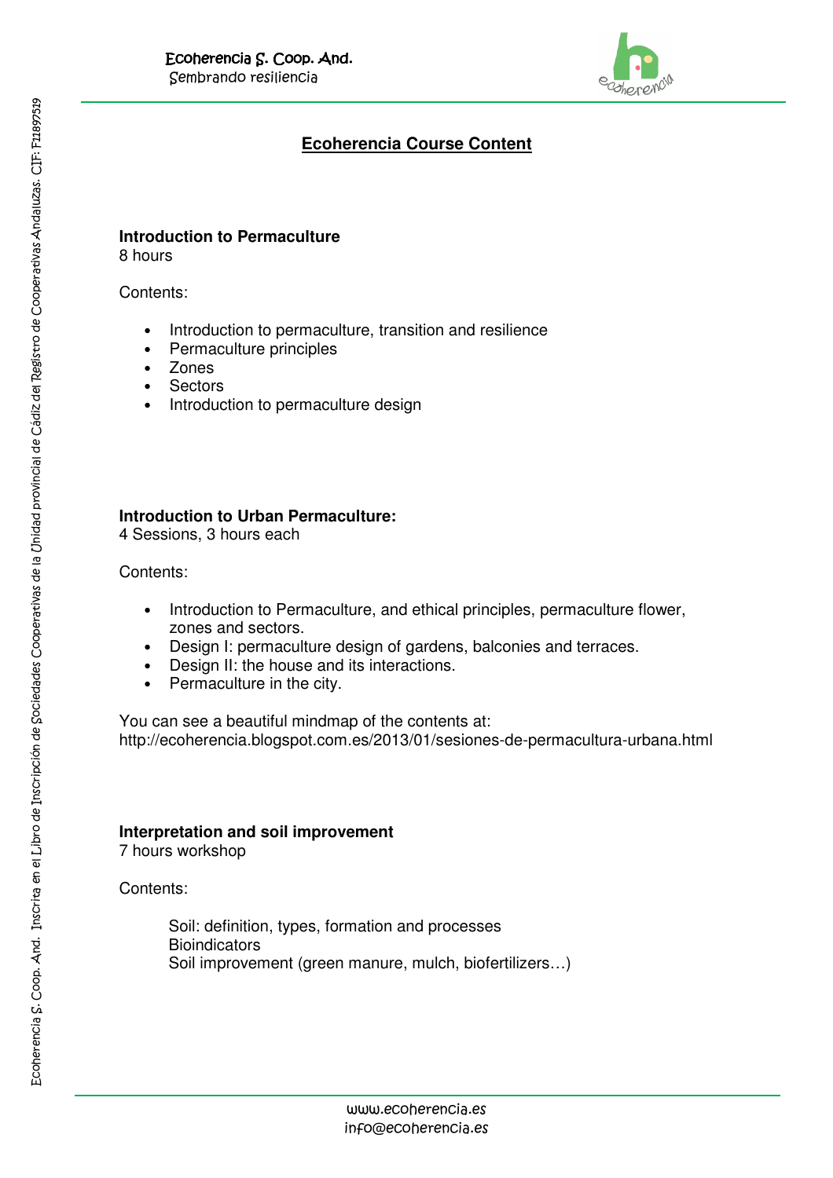# Ecoherencia Course Content

### Introduction to Permaculture

8 hours

Contents:

- Introduction to permaculture, transition and resilience
- Permaculture principles
- Zones
- Sectors
- Introduction to permaculture design

### Introduction to Urban Permaculture:

4 Sessions, 3 hours each

Contents:

- Introduction to Permaculture, and ethical principles, permaculture flower, zones and sectors.
- Design I: permaculture design of gardens, balconies and terraces.
- Design II: the house and its interactions.
- Permaculture in the city.

You can see a beautiful mindmap of the contents at:
http://ecoherencia.blogspot.com.es/2013/01/sesiones-de-permacultura-urbana.html

### Interpretation and soil improvement

7 hours workshop

Contents:

Soil: definition, types, formation and processes
Bioindicators
Soil improvement (green manure, mulch, biofertilizers…)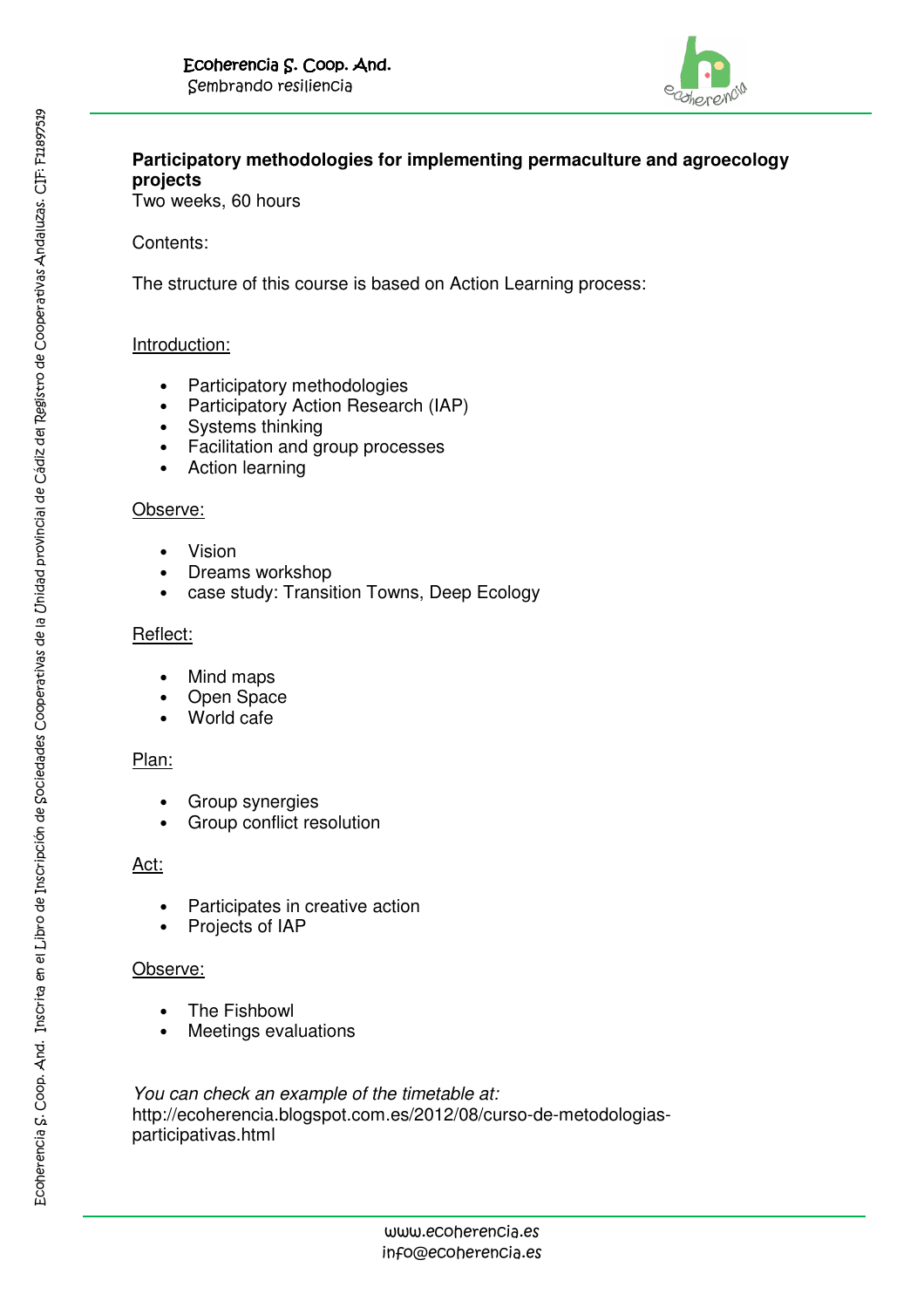**Participatory methodologies for implementing permaculture and agroecology projects**
Two weeks, 60 hours

Contents:

The structure of this course is based on Action Learning process:

<u>Introduction:</u>

- Participatory methodologies
- Participatory Action Research (IAP)
- Systems thinking
- Facilitation and group processes
- Action learning

<u>Observe:</u>

- Vision
- Dreams workshop
- case study: Transition Towns, Deep Ecology

<u>Reflect:</u>

- Mind maps
- Open Space
- World cafe

<u>Plan:</u>

- Group synergies
- Group conflict resolution

<u>Act:</u>

- Participates in creative action
- Projects of IAP

<u>Observe:</u>

- The Fishbowl
- Meetings evaluations

*You can check an example of the timetable at:*
http://ecoherencia.blogspot.com.es/2012/08/curso-de-metodologias-participativas.html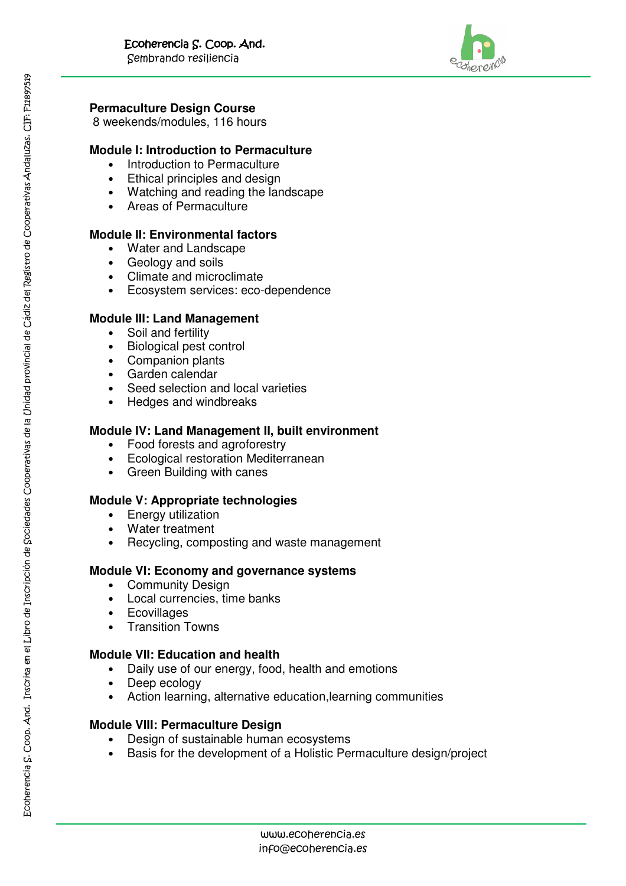**Permaculture Design Course**
8 weekends/modules, 116 hours

**Module I: Introduction to Permaculture**

- Introduction to Permaculture
- Ethical principles and design
- Watching and reading the landscape
- Areas of Permaculture

**Module II: Environmental factors**

- Water and Landscape
- Geology and soils
- Climate and microclimate
- Ecosystem services: eco-dependence

**Module III: Land Management**

- Soil and fertility
- Biological pest control
- Companion plants
- Garden calendar
- Seed selection and local varieties
- Hedges and windbreaks

**Module IV: Land Management II, built environment**

- Food forests and agroforestry
- Ecological restoration Mediterranean
- Green Building with canes

**Module V: Appropriate technologies**

- Energy utilization
- Water treatment
- Recycling, composting and waste management

**Module VI: Economy and governance systems**

- Community Design
- Local currencies, time banks
- Ecovillages
- Transition Towns

**Module VII: Education and health**

- Daily use of our energy, food, health and emotions
- Deep ecology
- Action learning, alternative education,learning communities

**Module VIII: Permaculture Design**

- Design of sustainable human ecosystems
- Basis for the development of a Holistic Permaculture design/project